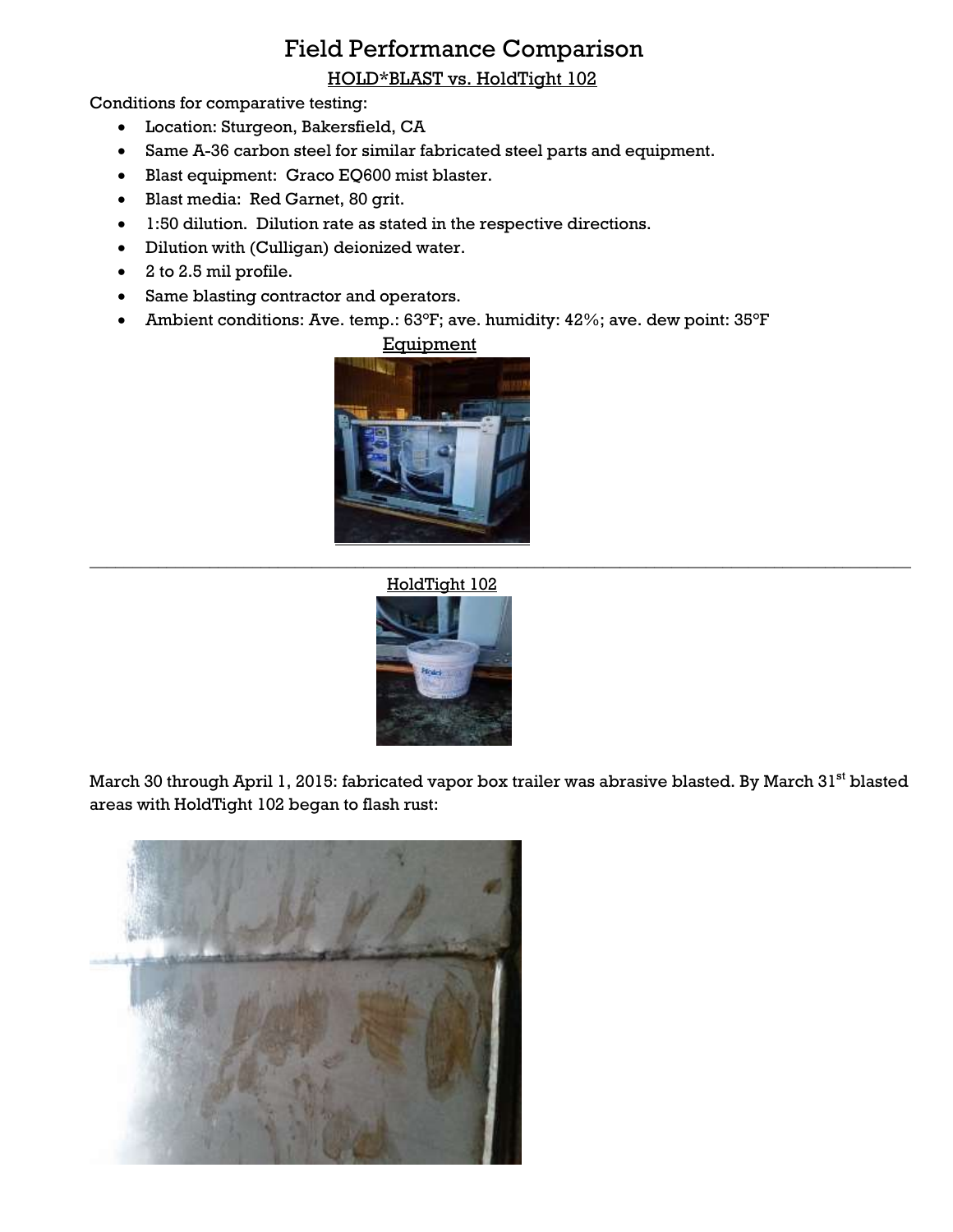# Field Performance Comparison

## HOLD*BLAST vs. HoldTight 102

Conditions for comparative testing:

- Location: Sturgeon, Bakersfield, CA
- Same A-36 carbon steel for similar fabricated steel parts and equipment.
- Blast equipment: Graco EQ600 mist blaster.
- Blast media: Red Garnet, 80 grit.
- 1:50 dilution. Dilution rate as stated in the respective directions.
- Dilution with (Culligan) deionized water.
- 2 to 2.5 mil profile.
- Same blasting contractor and operators.
- Ambient conditions: Ave. temp.: 63°F; ave. humidity: 42%; ave. dew point: 35°F

Equipment

---

HoldTight 102

March 30 through April 1, 2015: fabricated vapor box trailer was abrasive blasted. By March 31st blasted areas with HoldTight 102 began to flash rust: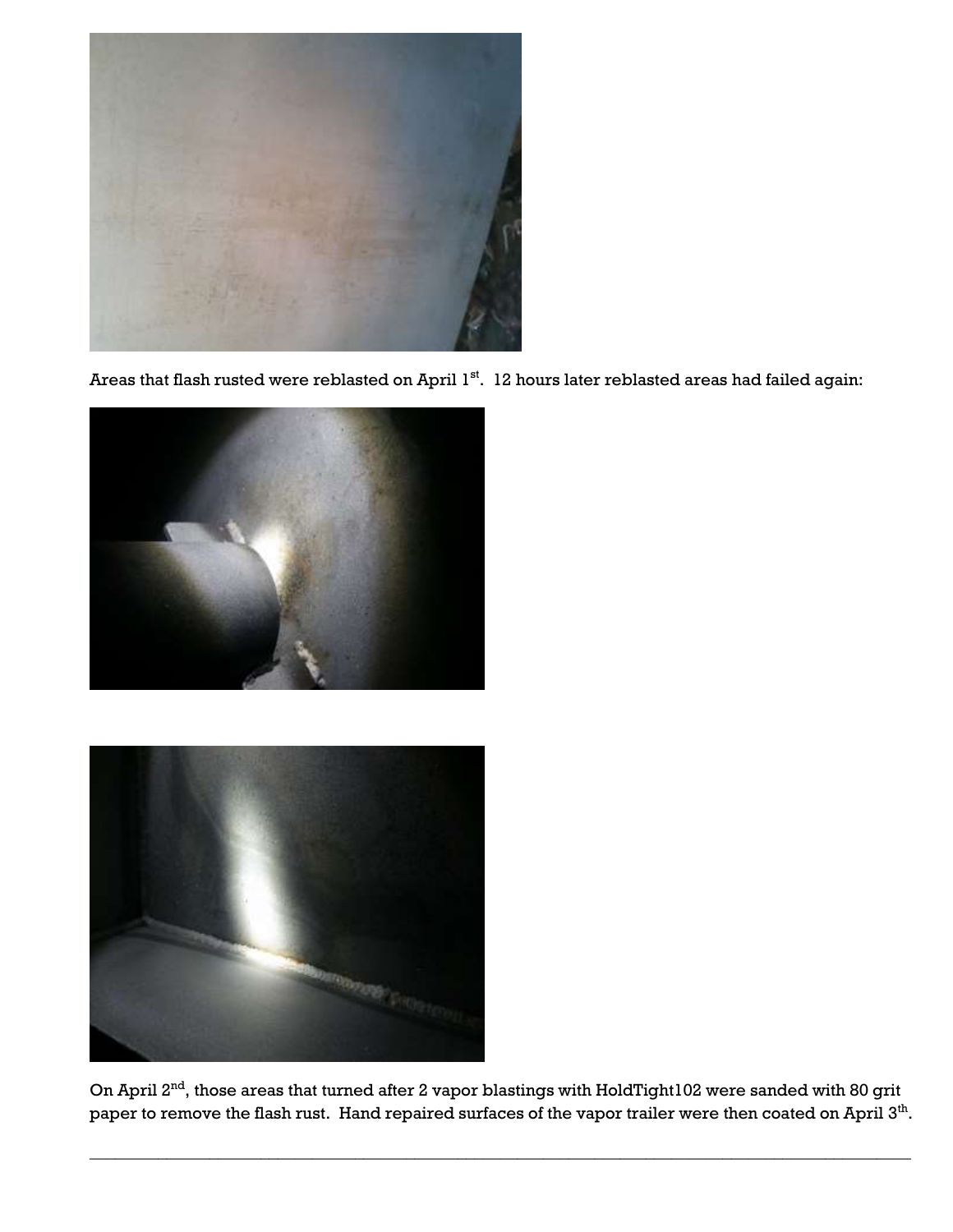Areas that flash rusted were reblasted on April 1st. 12 hours later reblasted areas had failed again:

On April 2nd, those areas that turned after 2 vapor blastings with HoldTight102 were sanded with 80 grit paper to remove the flash rust. Hand repaired surfaces of the vapor trailer were then coated on April 3th.

---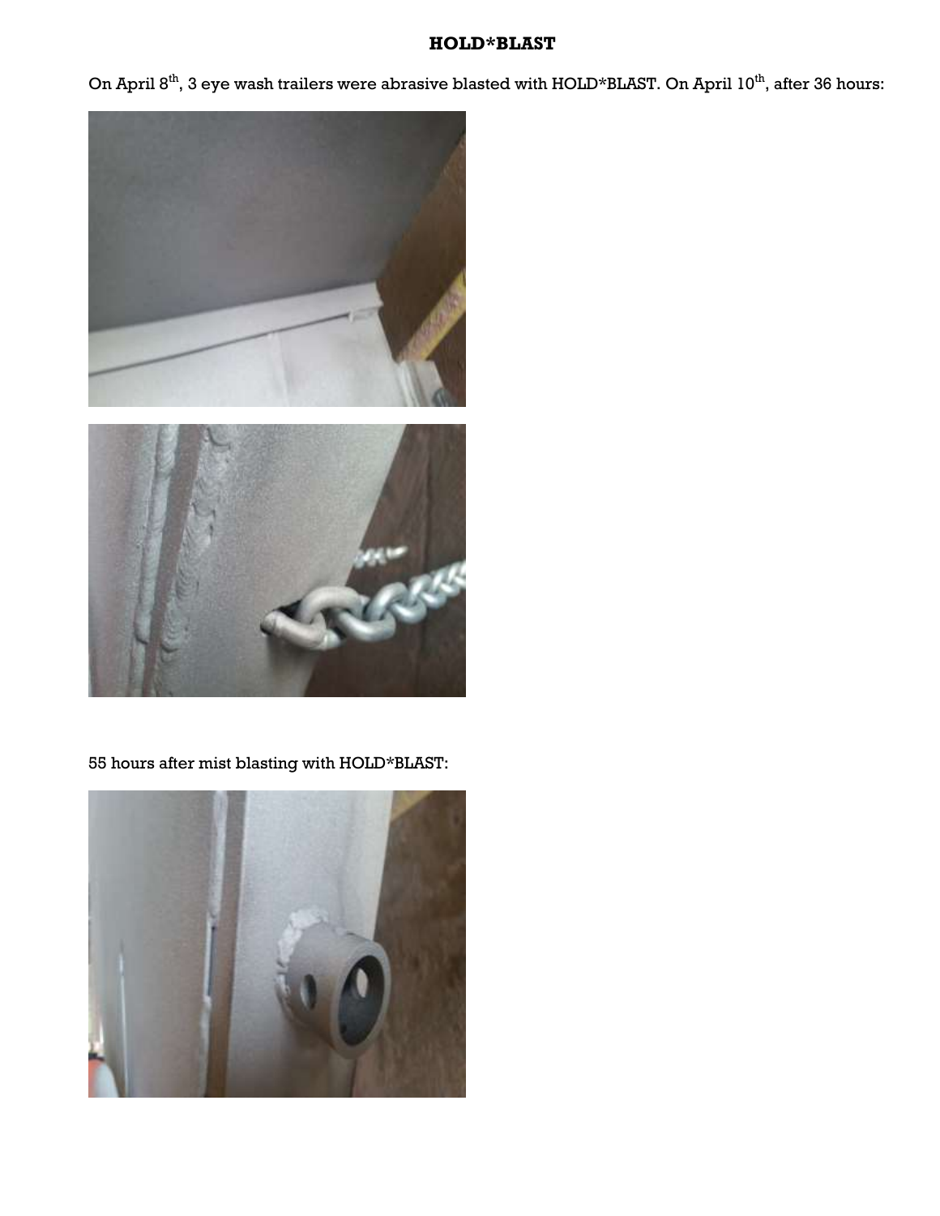# HOLD*BLAST

On April 8th, 3 eye wash trailers were abrasive blasted with HOLD*BLAST. On April 10th, after 36 hours:

55 hours after mist blasting with HOLD*BLAST: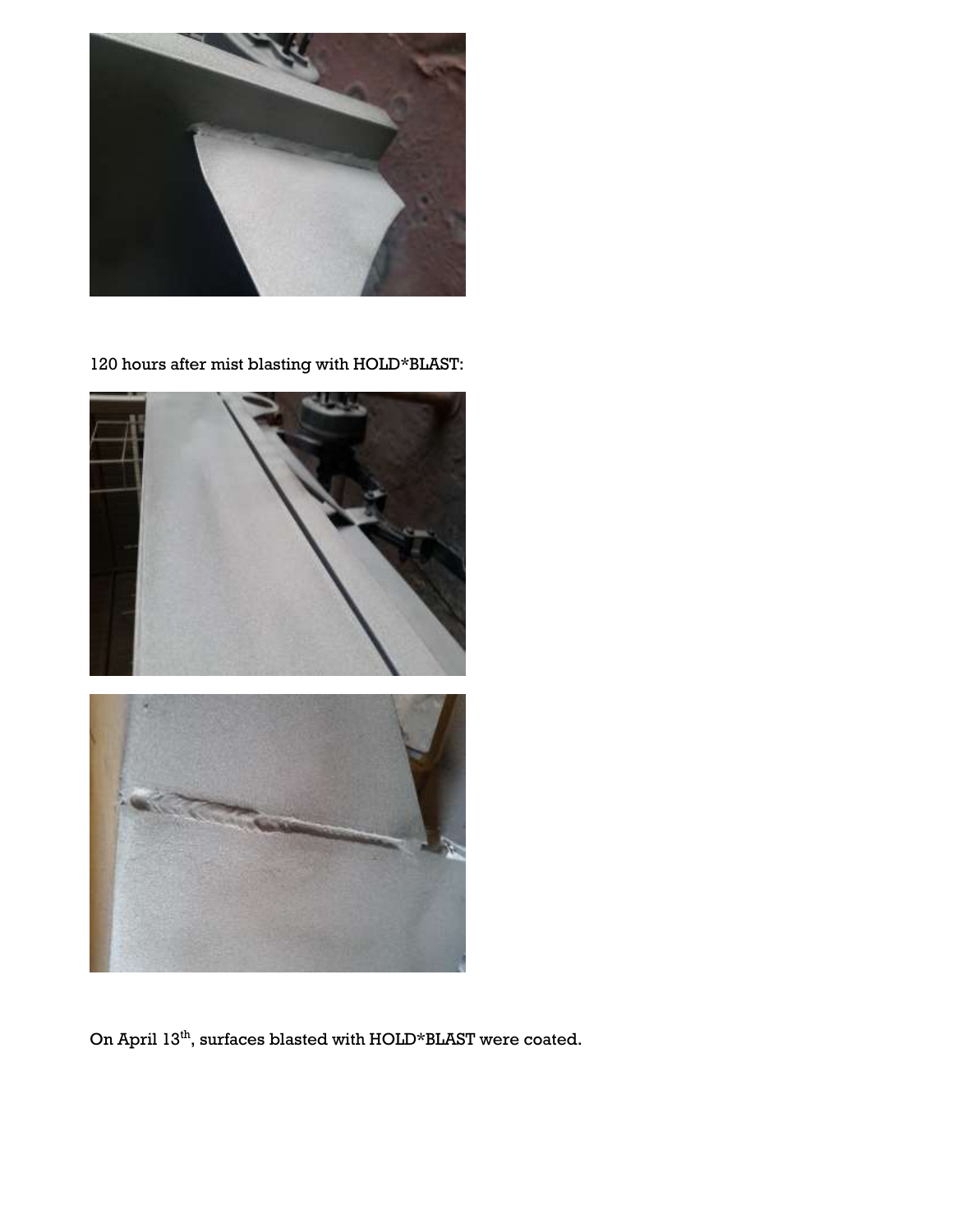120 hours after mist blasting with HOLD*BLAST:

On April 13th, surfaces blasted with HOLD*BLAST were coated.